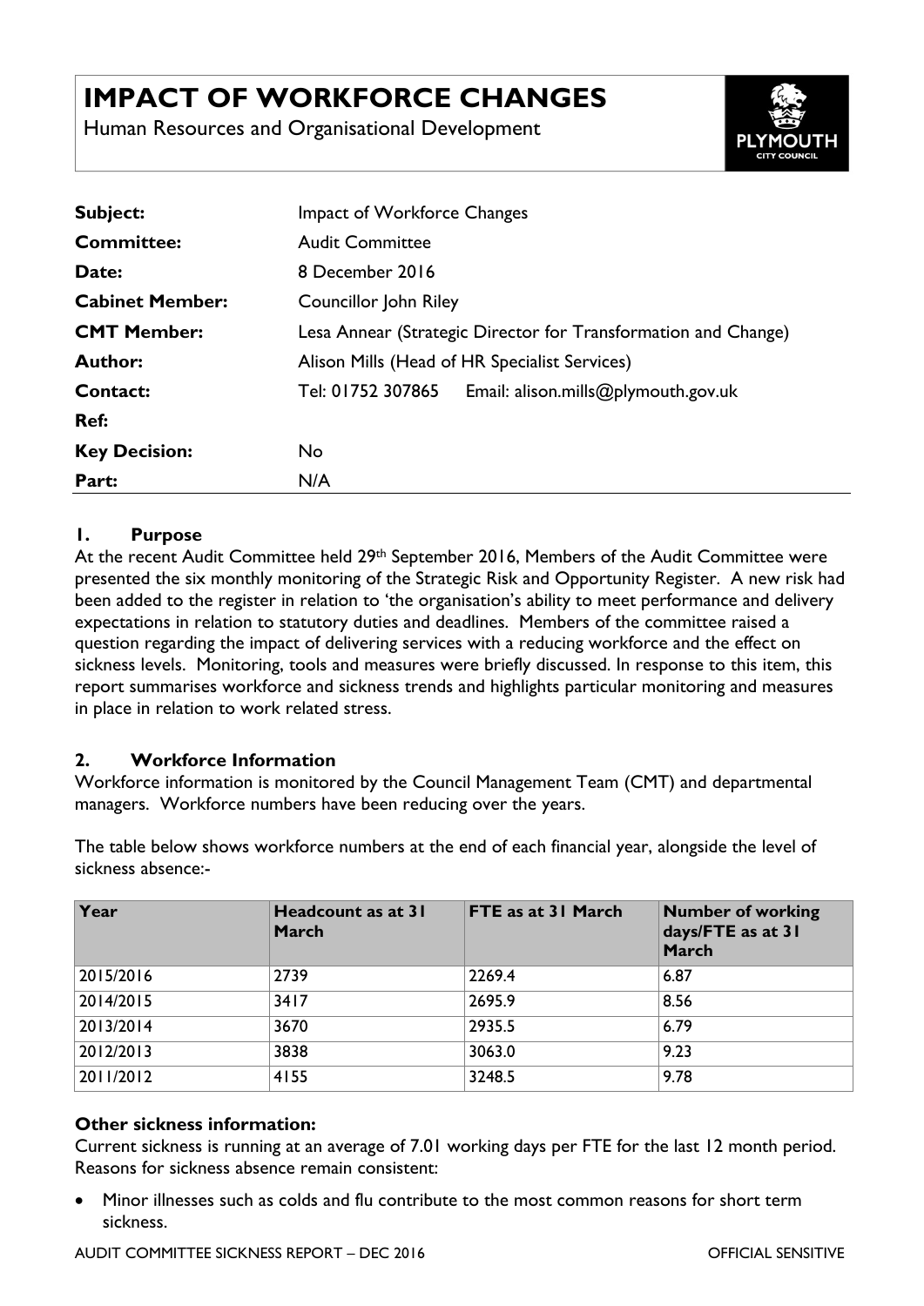# IMPACT OF WORKFORCE CHANGES

Human Resources and Organisational Development

| | |
|---|---|
| **Subject:** | Impact of Workforce Changes |
| **Committee:** | Audit Committee |
| **Date:** | 8 December 2016 |
| **Cabinet Member:** | Councillor John Riley |
| **CMT Member:** | Lesa Annear (Strategic Director for Transformation and Change) |
| **Author:** | Alison Mills (Head of HR Specialist Services) |
| **Contact:** | Tel: 01752 307865 Email: alison.mills@plymouth.gov.uk |
| **Ref:** | |
| **Key Decision:** | No |
| **Part:** | N/A |

## 1. Purpose

At the recent Audit Committee held 29th September 2016, Members of the Audit Committee were presented the six monthly monitoring of the Strategic Risk and Opportunity Register. A new risk had been added to the register in relation to 'the organisation's ability to meet performance and delivery expectations in relation to statutory duties and deadlines. Members of the committee raised a question regarding the impact of delivering services with a reducing workforce and the effect on sickness levels. Monitoring, tools and measures were briefly discussed. In response to this item, this report summarises workforce and sickness trends and highlights particular monitoring and measures in place in relation to work related stress.

## 2. Workforce Information

Workforce information is monitored by the Council Management Team (CMT) and departmental managers. Workforce numbers have been reducing over the years.

The table below shows workforce numbers at the end of each financial year, alongside the level of sickness absence:-

| Year | Headcount as at 31 March | FTE as at 31 March | Number of working days/FTE as at 31 March |
|---|---|---|---|
| 2015/2016 | 2739 | 2269.4 | 6.87 |
| 2014/2015 | 3417 | 2695.9 | 8.56 |
| 2013/2014 | 3670 | 2935.5 | 6.79 |
| 2012/2013 | 3838 | 3063.0 | 9.23 |
| 2011/2012 | 4155 | 3248.5 | 9.78 |

**Other sickness information:**

Current sickness is running at an average of 7.01 working days per FTE for the last 12 month period. Reasons for sickness absence remain consistent:

- Minor illnesses such as colds and flu contribute to the most common reasons for short term sickness.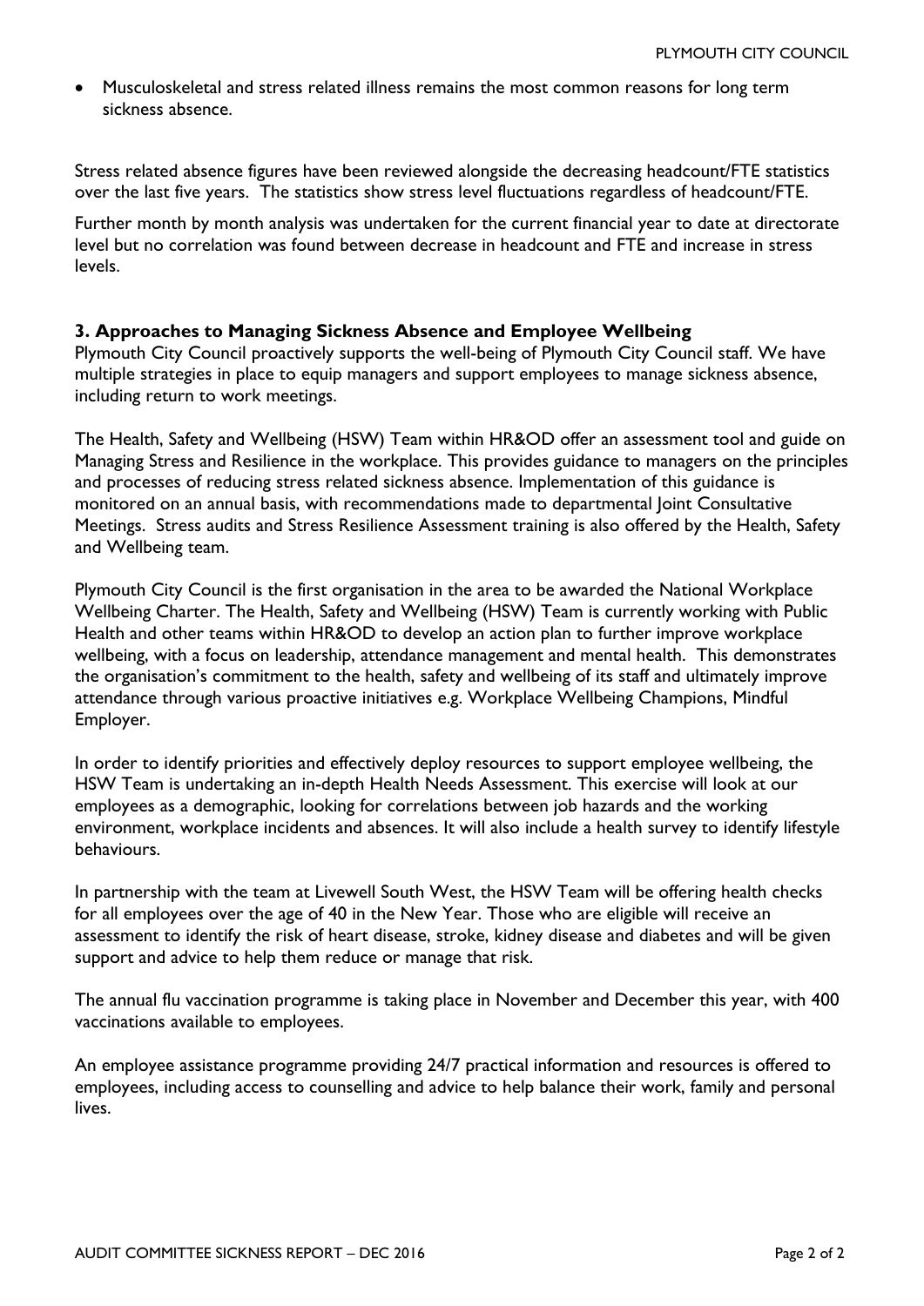- Musculoskeletal and stress related illness remains the most common reasons for long term sickness absence.

Stress related absence figures have been reviewed alongside the decreasing headcount/FTE statistics over the last five years. The statistics show stress level fluctuations regardless of headcount/FTE.

Further month by month analysis was undertaken for the current financial year to date at directorate level but no correlation was found between decrease in headcount and FTE and increase in stress levels.

### 3. Approaches to Managing Sickness Absence and Employee Wellbeing

Plymouth City Council proactively supports the well-being of Plymouth City Council staff. We have multiple strategies in place to equip managers and support employees to manage sickness absence, including return to work meetings.

The Health, Safety and Wellbeing (HSW) Team within HR&OD offer an assessment tool and guide on Managing Stress and Resilience in the workplace. This provides guidance to managers on the principles and processes of reducing stress related sickness absence. Implementation of this guidance is monitored on an annual basis, with recommendations made to departmental Joint Consultative Meetings. Stress audits and Stress Resilience Assessment training is also offered by the Health, Safety and Wellbeing team.

Plymouth City Council is the first organisation in the area to be awarded the National Workplace Wellbeing Charter. The Health, Safety and Wellbeing (HSW) Team is currently working with Public Health and other teams within HR&OD to develop an action plan to further improve workplace wellbeing, with a focus on leadership, attendance management and mental health. This demonstrates the organisation's commitment to the health, safety and wellbeing of its staff and ultimately improve attendance through various proactive initiatives e.g. Workplace Wellbeing Champions, Mindful Employer.

In order to identify priorities and effectively deploy resources to support employee wellbeing, the HSW Team is undertaking an in-depth Health Needs Assessment. This exercise will look at our employees as a demographic, looking for correlations between job hazards and the working environment, workplace incidents and absences. It will also include a health survey to identify lifestyle behaviours.

In partnership with the team at Livewell South West, the HSW Team will be offering health checks for all employees over the age of 40 in the New Year. Those who are eligible will receive an assessment to identify the risk of heart disease, stroke, kidney disease and diabetes and will be given support and advice to help them reduce or manage that risk.

The annual flu vaccination programme is taking place in November and December this year, with 400 vaccinations available to employees.

An employee assistance programme providing 24/7 practical information and resources is offered to employees, including access to counselling and advice to help balance their work, family and personal lives.